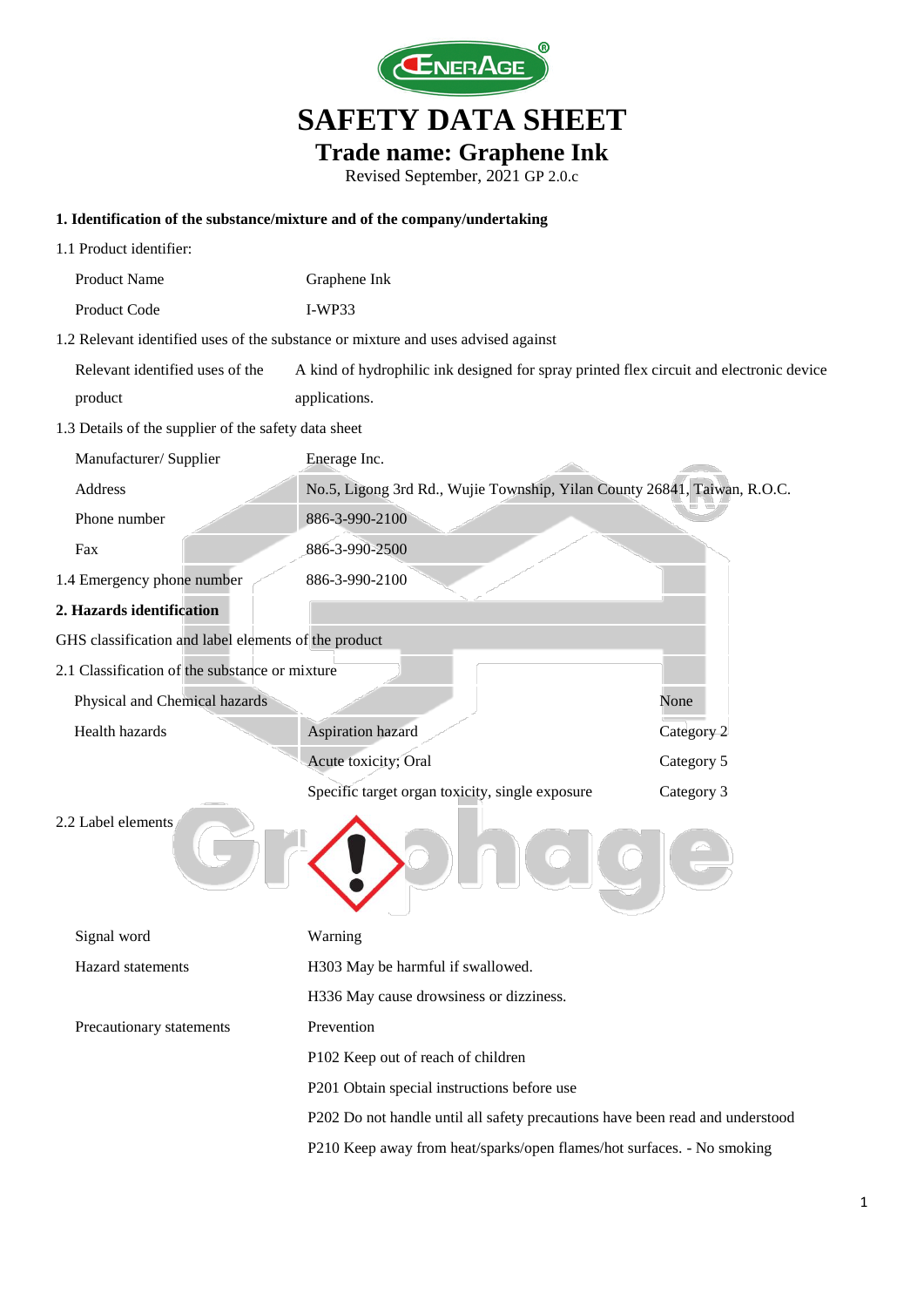# SAFETY DATA SHEET

## Trade name: Graphene Ink

Revised September, 2021 GP 2.0.c

### 1. Identification of the substance/mixture and of the company/undertaking

1.1 Product identifier:

| | |
|---|---|
| Product Name | Graphene Ink |
| Product Code | I-WP33 |

1.2 Relevant identified uses of the substance or mixture and uses advised against

| | |
|---|---|
| Relevant identified uses of the product | A kind of hydrophilic ink designed for spray printed flex circuit and electronic device applications. |

1.3 Details of the supplier of the safety data sheet

| | |
|---|---|
| Manufacturer/ Supplier | Enerage Inc. |
| Address | No.5, Ligong 3rd Rd., Wujie Township, Yilan County 26841, Taiwan, R.O.C. |
| Phone number | 886-3-990-2100 |
| Fax | 886-3-990-2500 |

1.4 Emergency phone number 886-3-990-2100

### 2. Hazards identification

GHS classification and label elements of the product

2.1 Classification of the substance or mixture

| | | |
|---|---|---|
| Physical and Chemical hazards | | None |
| Health hazards | Aspiration hazard | Category 2 |
| | Acute toxicity; Oral | Category 5 |
| | Specific target organ toxicity, single exposure | Category 3 |

2.2 Label elements

| | |
|---|---|
| Signal word | Warning |
| Hazard statements | H303 May be harmful if swallowed. |
| | H336 May cause drowsiness or dizziness. |
| Precautionary statements | Prevention |
| | P102 Keep out of reach of children |
| | P201 Obtain special instructions before use |
| | P202 Do not handle until all safety precautions have been read and understood |
| | P210 Keep away from heat/sparks/open flames/hot surfaces. - No smoking |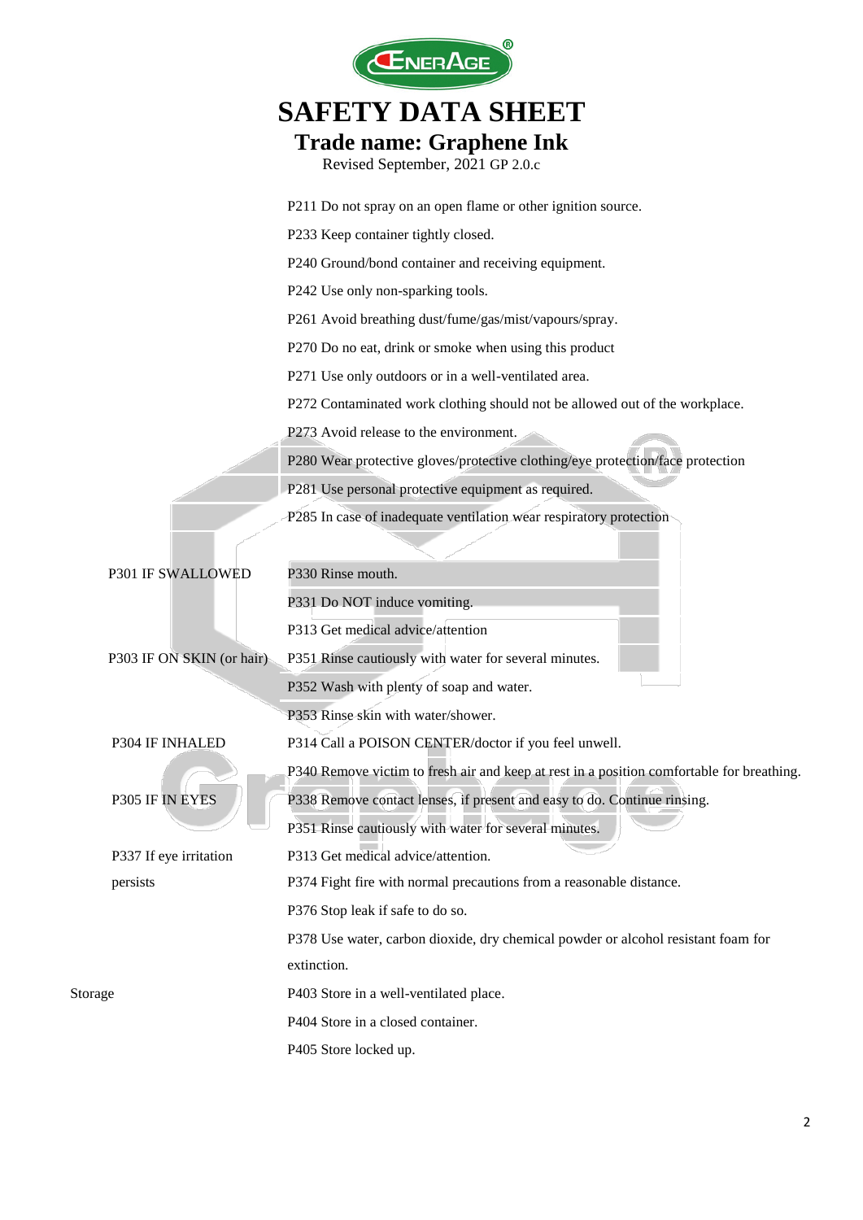P211 Do not spray on an open flame or other ignition source.

P233 Keep container tightly closed.

P240 Ground/bond container and receiving equipment.

P242 Use only non-sparking tools.

P261 Avoid breathing dust/fume/gas/mist/vapours/spray.

P270 Do no eat, drink or smoke when using this product

P271 Use only outdoors or in a well-ventilated area.

P272 Contaminated work clothing should not be allowed out of the workplace.

P273 Avoid release to the environment.

P280 Wear protective gloves/protective clothing/eye protection/face protection

P281 Use personal protective equipment as required.

P285 In case of inadequate ventilation wear respiratory protection

| | |
|---|---|
| P301 IF SWALLOWED | P330 Rinse mouth. |
| | P331 Do NOT induce vomiting. |
| | P313 Get medical advice/attention |
| P303 IF ON SKIN (or hair) | P351 Rinse cautiously with water for several minutes. |
| | P352 Wash with plenty of soap and water. |
| | P353 Rinse skin with water/shower. |
| P304 IF INHALED | P314 Call a POISON CENTER/doctor if you feel unwell. |
| | P340 Remove victim to fresh air and keep at rest in a position comfortable for breathing. |
| P305 IF IN EYES | P338 Remove contact lenses, if present and easy to do. Continue rinsing. |
| | P351 Rinse cautiously with water for several minutes. |
| P337 If eye irritation persists | P313 Get medical advice/attention. |
| | P374 Fight fire with normal precautions from a reasonable distance. |
| | P376 Stop leak if safe to do so. |
| | P378 Use water, carbon dioxide, dry chemical powder or alcohol resistant foam for extinction. |
| Storage | P403 Store in a well-ventilated place. |
| | P404 Store in a closed container. |
| | P405 Store locked up. |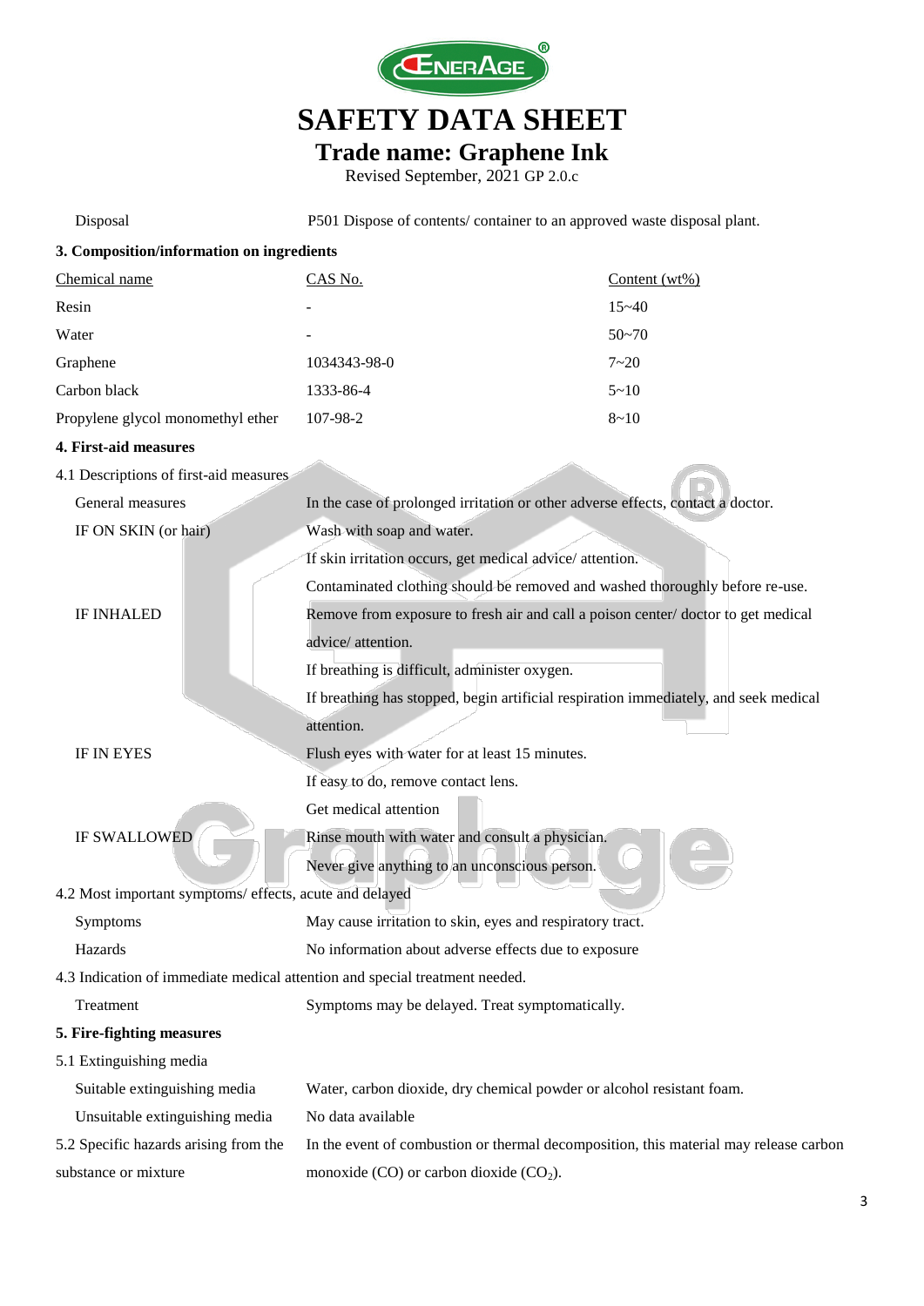| | |
|---|---|
| Disposal | P501 Dispose of contents/ container to an approved waste disposal plant. |

**3. Composition/information on ingredients**

| Chemical name | CAS No. | Content (wt%) |
|---|---|---|
| Resin | - | 15~40 |
| Water | - | 50~70 |
| Graphene | 1034343-98-0 | 7~20 |
| Carbon black | 1333-86-4 | 5~10 |
| Propylene glycol monomethyl ether | 107-98-2 | 8~10 |

**4. First-aid measures**

4.1 Descriptions of first-aid measures

| | |
|---|---|
| General measures | In the case of prolonged irritation or other adverse effects, contact a doctor. |
| IF ON SKIN (or hair) | Wash with soap and water.<br>If skin irritation occurs, get medical advice/ attention.<br>Contaminated clothing should be removed and washed thoroughly before re-use. |
| IF INHALED | Remove from exposure to fresh air and call a poison center/ doctor to get medical advice/ attention.<br>If breathing is difficult, administer oxygen.<br>If breathing has stopped, begin artificial respiration immediately, and seek medical attention. |
| IF IN EYES | Flush eyes with water for at least 15 minutes.<br>If easy to do, remove contact lens.<br>Get medical attention |
| IF SWALLOWED | Rinse mouth with water and consult a physician.<br>Never give anything to an unconscious person. |

4.2 Most important symptoms/ effects, acute and delayed

| | |
|---|---|
| Symptoms | May cause irritation to skin, eyes and respiratory tract. |
| Hazards | No information about adverse effects due to exposure |

4.3 Indication of immediate medical attention and special treatment needed.

| | |
|---|---|
| Treatment | Symptoms may be delayed. Treat symptomatically. |

**5. Fire-fighting measures**

5.1 Extinguishing media

| | |
|---|---|
| Suitable extinguishing media | Water, carbon dioxide, dry chemical powder or alcohol resistant foam. |
| Unsuitable extinguishing media | No data available |
| 5.2 Specific hazards arising from the substance or mixture | In the event of combustion or thermal decomposition, this material may release carbon monoxide (CO) or carbon dioxide ($CO_2$). |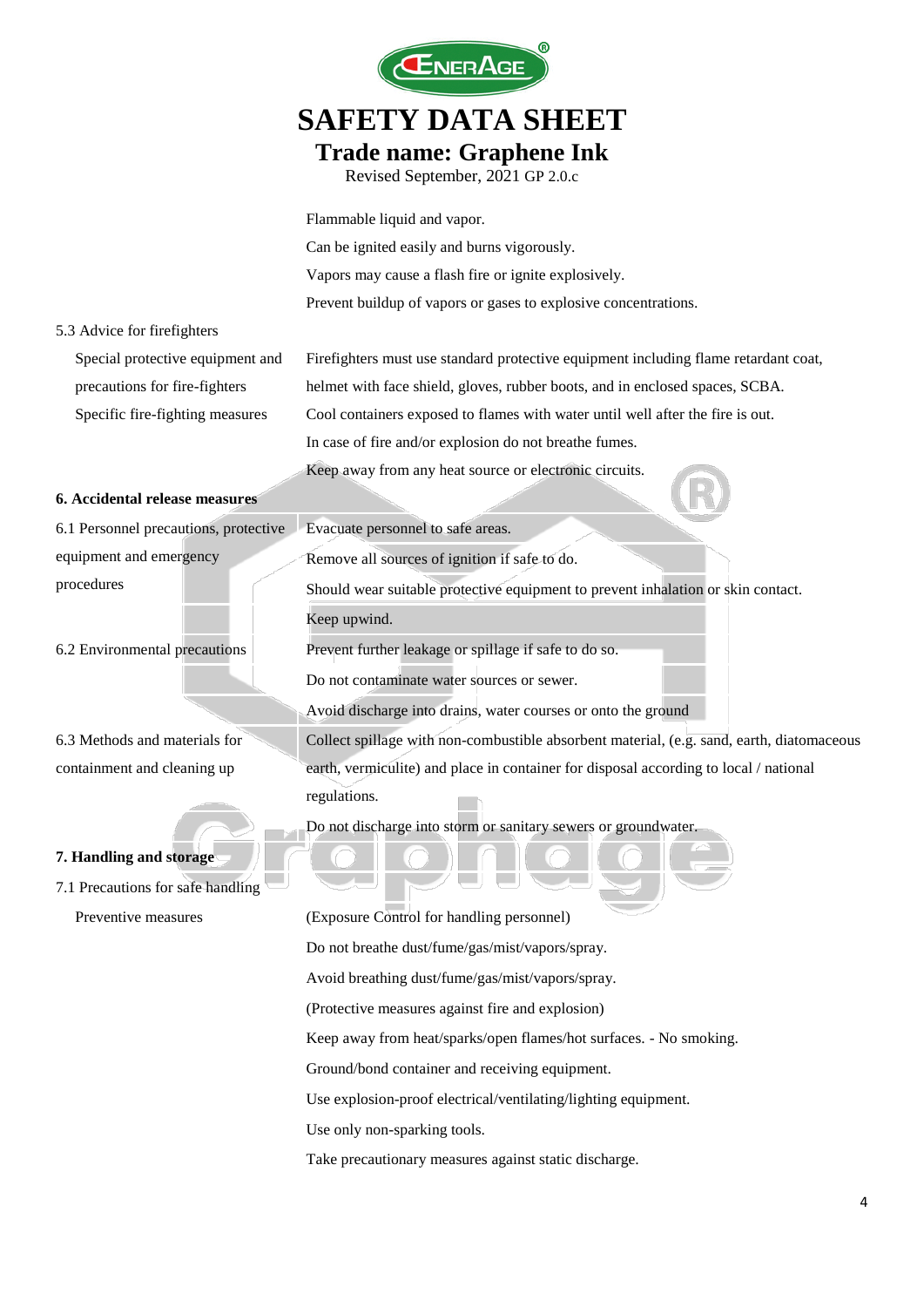Flammable liquid and vapor.

Can be ignited easily and burns vigorously.

Vapors may cause a flash fire or ignite explosively.

Prevent buildup of vapors or gases to explosive concentrations.

5.3 Advice for firefighters

| | |
|---|---|
| Special protective equipment and precautions for fire-fighters | Firefighters must use standard protective equipment including flame retardant coat, helmet with face shield, gloves, rubber boots, and in enclosed spaces, SCBA. |
| Specific fire-fighting measures | Cool containers exposed to flames with water until well after the fire is out.<br>In case of fire and/or explosion do not breathe fumes.<br>Keep away from any heat source or electronic circuits. |

**6. Accidental release measures**

| | |
|---|---|
| 6.1 Personnel precautions, protective equipment and emergency procedures | Evacuate personnel to safe areas.<br>Remove all sources of ignition if safe to do.<br>Should wear suitable protective equipment to prevent inhalation or skin contact.<br>Keep upwind. |
| 6.2 Environmental precautions | Prevent further leakage or spillage if safe to do so.<br>Do not contaminate water sources or sewer.<br>Avoid discharge into drains, water courses or onto the ground |
| 6.3 Methods and materials for containment and cleaning up | Collect spillage with non-combustible absorbent material, (e.g. sand, earth, diatomaceous earth, vermiculite) and place in container for disposal according to local / national regulations.<br>Do not discharge into storm or sanitary sewers or groundwater. |

**7. Handling and storage**

7.1 Precautions for safe handling

| | |
|---|---|
| Preventive measures | (Exposure Control for handling personnel)<br>Do not breathe dust/fume/gas/mist/vapors/spray.<br>Avoid breathing dust/fume/gas/mist/vapors/spray.<br>(Protective measures against fire and explosion)<br>Keep away from heat/sparks/open flames/hot surfaces. - No smoking.<br>Ground/bond container and receiving equipment.<br>Use explosion-proof electrical/ventilating/lighting equipment.<br>Use only non-sparking tools.<br>Take precautionary measures against static discharge. |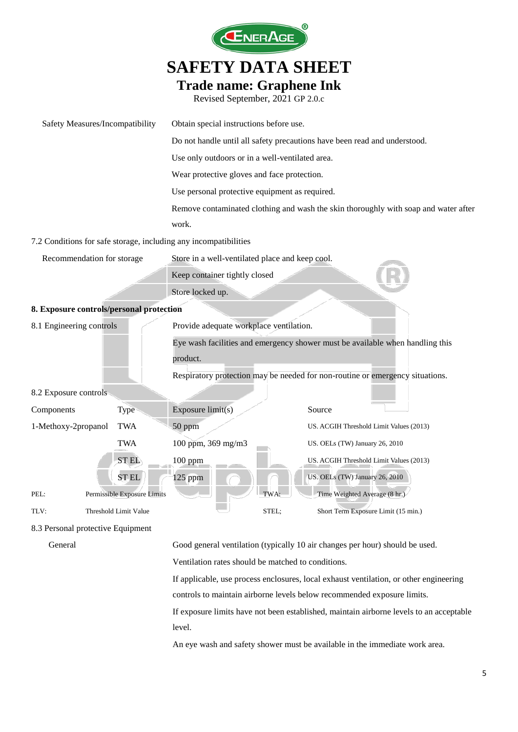| Safety Measures/Incompatibility | Obtain special instructions before use. |
|---|---|
| | Do not handle until all safety precautions have been read and understood. |
| | Use only outdoors or in a well-ventilated area. |
| | Wear protective gloves and face protection. |
| | Use personal protective equipment as required. |
| | Remove contaminated clothing and wash the skin thoroughly with soap and water after work. |

7.2 Conditions for safe storage, including any incompatibilities

| Recommendation for storage | Store in a well-ventilated place and keep cool. |
|---|---|
| | Keep container tightly closed |
| | Store locked up. |

**8. Exposure controls/personal protection**

| 8.1 Engineering controls | Provide adequate workplace ventilation. |
|---|---|
| | Eye wash facilities and emergency shower must be available when handling this product. |
| | Respiratory protection may be needed for non-routine or emergency situations. |

8.2 Exposure controls

| Components | Type | Exposure limit(s) | Source |
|---|---|---|---|
| 1-Methoxy-2propanol | TWA | 50 ppm | US. ACGIH Threshold Limit Values (2013) |
| | TWA | 100 ppm, 369 mg/m3 | US. OELs (TW) January 26, 2010 |
| | ST EL | 100 ppm | US. ACGIH Threshold Limit Values (2013) |
| | ST EL | 125 ppm | US. OELs (TW) January 26, 2010 |

PEL: Permissible Exposure Limits    TWA: Time Weighted Average (8 hr.)

TLV: Threshold Limit Value    STEL; Short Term Exposure Limit (15 min.)

8.3 Personal protective Equipment

| General | Good general ventilation (typically 10 air changes per hour) should be used. |
|---|---|
| | Ventilation rates should be matched to conditions. |
| | If applicable, use process enclosures, local exhaust ventilation, or other engineering controls to maintain airborne levels below recommended exposure limits. |
| | If exposure limits have not been established, maintain airborne levels to an acceptable level. |
| | An eye wash and safety shower must be available in the immediate work area. |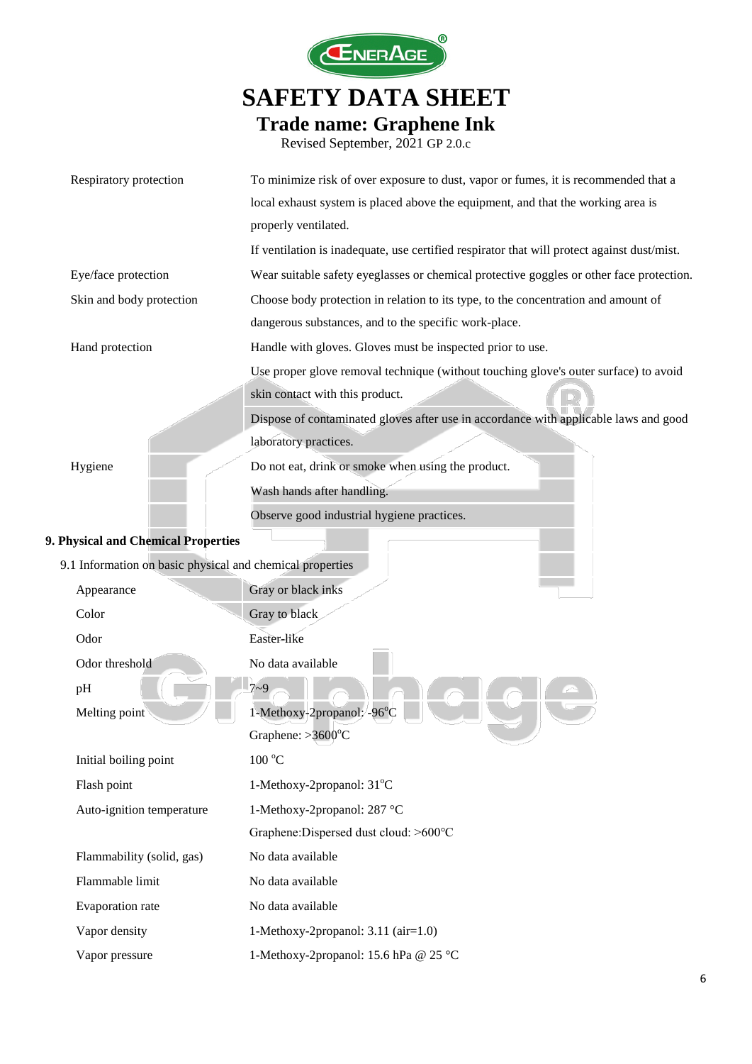| | |
|---|---|
| Respiratory protection | To minimize risk of over exposure to dust, vapor or fumes, it is recommended that a local exhaust system is placed above the equipment, and that the working area is properly ventilated. |
| | If ventilation is inadequate, use certified respirator that will protect against dust/mist. |
| Eye/face protection | Wear suitable safety eyeglasses or chemical protective goggles or other face protection. |
| Skin and body protection | Choose body protection in relation to its type, to the concentration and amount of dangerous substances, and to the specific work-place. |
| Hand protection | Handle with gloves. Gloves must be inspected prior to use. |
| | Use proper glove removal technique (without touching glove's outer surface) to avoid skin contact with this product. |
| | Dispose of contaminated gloves after use in accordance with applicable laws and good laboratory practices. |
| Hygiene | Do not eat, drink or smoke when using the product. |
| | Wash hands after handling. |
| | Observe good industrial hygiene practices. |

## 9. Physical and Chemical Properties

9.1 Information on basic physical and chemical properties

| | |
|---|---|
| Appearance | Gray or black inks |
| Color | Gray to black |
| Odor | Easter-like |
| Odor threshold | No data available |
| pH | 7~9 |
| Melting point | 1-Methoxy-2propanol: -96°C |
| | Graphene: >3600°C |
| Initial boiling point | 100 °C |
| Flash point | 1-Methoxy-2propanol: 31°C |
| Auto-ignition temperature | 1-Methoxy-2propanol: 287 °C |
| | Graphene:Dispersed dust cloud: >600°C |
| Flammability (solid, gas) | No data available |
| Flammable limit | No data available |
| Evaporation rate | No data available |
| Vapor density | 1-Methoxy-2propanol: 3.11 (air=1.0) |
| Vapor pressure | 1-Methoxy-2propanol: 15.6 hPa @ 25 °C |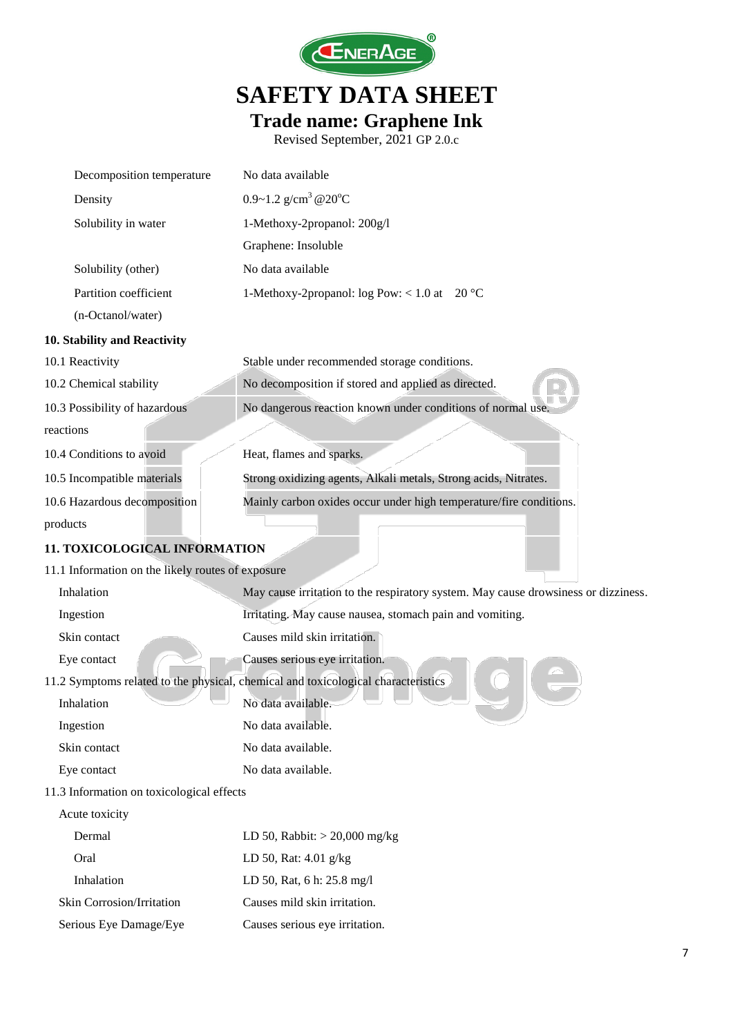| | |
|---|---|
| Decomposition temperature | No data available |
| Density | 0.9~1.2 g/cm$^3$ @20$^o$C |
| Solubility in water | 1-Methoxy-2propanol: 200g/l |
| | Graphene: Insoluble |
| Solubility (other) | No data available |
| Partition coefficient (n-Octanol/water) | 1-Methoxy-2propanol: log Pow: < 1.0 at 20 °C |

## 10. Stability and Reactivity

| | |
|---|---|
| 10.1 Reactivity | Stable under recommended storage conditions. |
| 10.2 Chemical stability | No decomposition if stored and applied as directed. |
| 10.3 Possibility of hazardous reactions | No dangerous reaction known under conditions of normal use. |
| 10.4 Conditions to avoid | Heat, flames and sparks. |
| 10.5 Incompatible materials | Strong oxidizing agents, Alkali metals, Strong acids, Nitrates. |
| 10.6 Hazardous decomposition products | Mainly carbon oxides occur under high temperature/fire conditions. |

## 11. TOXICOLOGICAL INFORMATION

11.1 Information on the likely routes of exposure

| | |
|---|---|
| Inhalation | May cause irritation to the respiratory system. May cause drowsiness or dizziness. |
| Ingestion | Irritating. May cause nausea, stomach pain and vomiting. |
| Skin contact | Causes mild skin irritation. |
| Eye contact | Causes serious eye irritation. |

11.2 Symptoms related to the physical, chemical and toxicological characteristics

| | |
|---|---|
| Inhalation | No data available. |
| Ingestion | No data available. |
| Skin contact | No data available. |
| Eye contact | No data available. |

11.3 Information on toxicological effects

| | |
|---|---|
| Acute toxicity | |
| Dermal | LD 50, Rabbit: > 20,000 mg/kg |
| Oral | LD 50, Rat: 4.01 g/kg |
| Inhalation | LD 50, Rat, 6 h: 25.8 mg/l |
| Skin Corrosion/Irritation | Causes mild skin irritation. |
| Serious Eye Damage/Eye | Causes serious eye irritation. |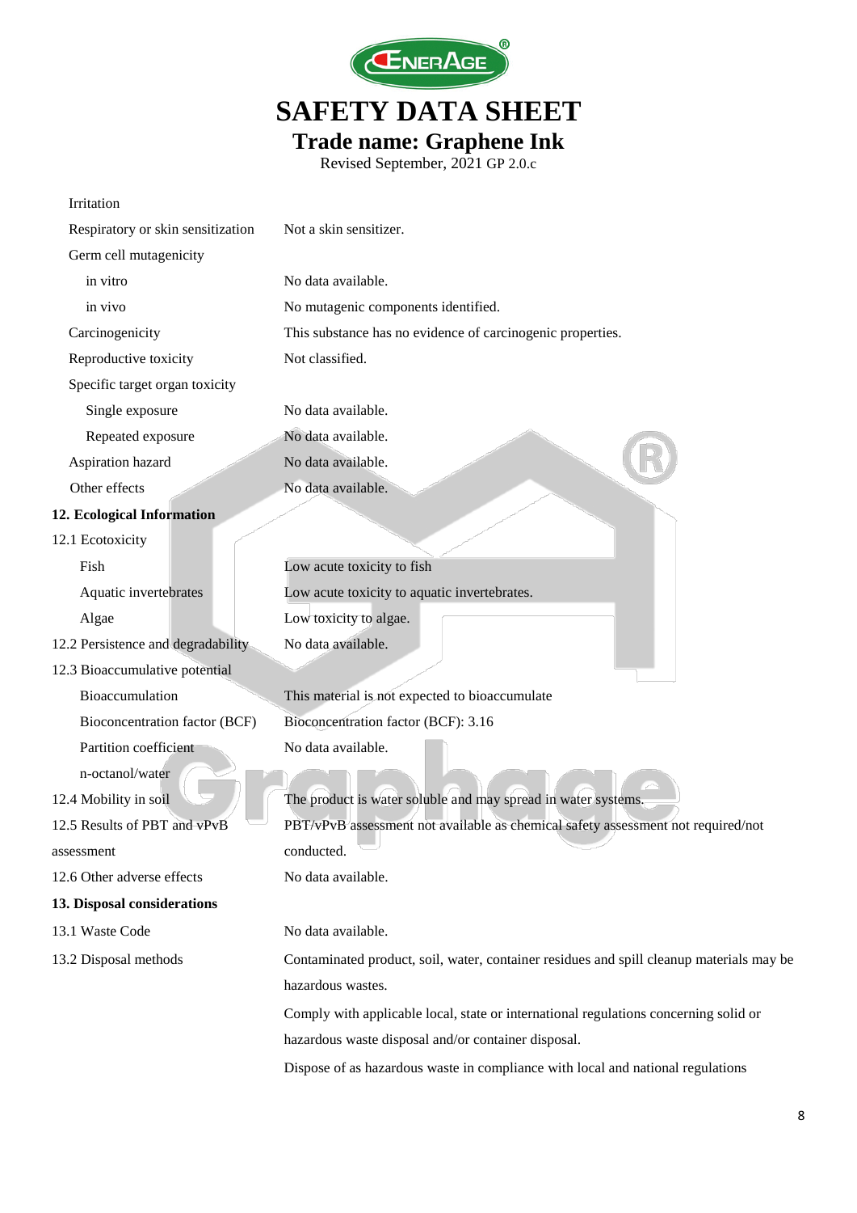| | |
|---|---|
| Irritation | |
| Respiratory or skin sensitization | Not a skin sensitizer. |
| Germ cell mutagenicity | |
| in vitro | No data available. |
| in vivo | No mutagenic components identified. |
| Carcinogenicity | This substance has no evidence of carcinogenic properties. |
| Reproductive toxicity | Not classified. |
| Specific target organ toxicity | |
| Single exposure | No data available. |
| Repeated exposure | No data available. |
| Aspiration hazard | No data available. |
| Other effects | No data available. |

## 12. Ecological Information

| | |
|---|---|
| 12.1 Ecotoxicity | |
| Fish | Low acute toxicity to fish |
| Aquatic invertebrates | Low acute toxicity to aquatic invertebrates. |
| Algae | Low toxicity to algae. |
| 12.2 Persistence and degradability | No data available. |
| 12.3 Bioaccumulative potential | |
| Bioaccumulation | This material is not expected to bioaccumulate |
| Bioconcentration factor (BCF) | Bioconcentration factor (BCF): 3.16 |
| Partition coefficient n-octanol/water | No data available. |
| 12.4 Mobility in soil | The product is water soluble and may spread in water systems. |
| 12.5 Results of PBT and vPvB assessment | PBT/vPvB assessment not available as chemical safety assessment not required/not conducted. |
| 12.6 Other adverse effects | No data available. |

## 13. Disposal considerations

| | |
|---|---|
| 13.1 Waste Code | No data available. |
| 13.2 Disposal methods | Contaminated product, soil, water, container residues and spill cleanup materials may be hazardous wastes. Comply with applicable local, state or international regulations concerning solid or hazardous waste disposal and/or container disposal. Dispose of as hazardous waste in compliance with local and national regulations |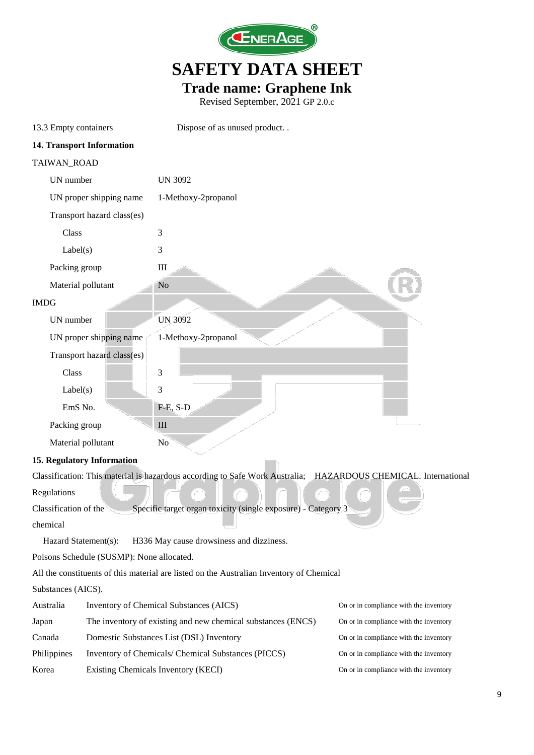| | |
|---|---|
| 13.3 Empty containers | Dispose of as unused product. . |

## 14. Transport Information

TAIWAN_ROAD

| | |
|---|---|
| UN number | UN 3092 |
| UN proper shipping name | 1-Methoxy-2propanol |
| Transport hazard class(es) | |
| Class | 3 |
| Label(s) | 3 |
| Packing group | III |
| Material pollutant | No |

IMDG

| | |
|---|---|
| UN number | UN 3092 |
| UN proper shipping name | 1-Methoxy-2propanol |
| Transport hazard class(es) | |
| Class | 3 |
| Label(s) | 3 |
| EmS No. | F-E, S-D |
| Packing group | III |
| Material pollutant | No |

## 15. Regulatory Information

Classification: This material is hazardous according to Safe Work Australia; HAZARDOUS CHEMICAL. International Regulations

Classification of the chemical: Specific target organ toxicity (single exposure) - Category 3

Hazard Statement(s): H336 May cause drowsiness and dizziness.

Poisons Schedule (SUSMP): None allocated.

All the constituents of this material are listed on the Australian Inventory of Chemical Substances (AICS).

| | | |
|---|---|---|
| Australia | Inventory of Chemical Substances (AICS) | On or in compliance with the inventory |
| Japan | The inventory of existing and new chemical substances (ENCS) | On or in compliance with the inventory |
| Canada | Domestic Substances List (DSL) Inventory | On or in compliance with the inventory |
| Philippines | Inventory of Chemicals/ Chemical Substances (PICCS) | On or in compliance with the inventory |
| Korea | Existing Chemicals Inventory (KECI) | On or in compliance with the inventory |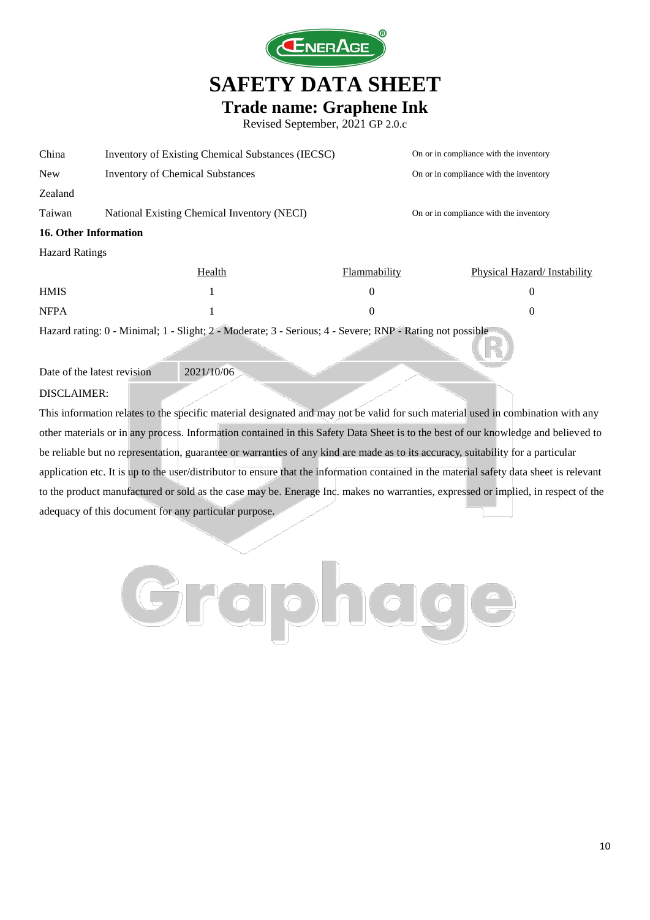| | | |
|---|---|---|
| China | Inventory of Existing Chemical Substances (IECSC) | On or in compliance with the inventory |
| New Zealand | Inventory of Chemical Substances | On or in compliance with the inventory |
| Taiwan | National Existing Chemical Inventory (NECI) | On or in compliance with the inventory |

## 16. Other Information

Hazard Ratings

| | Health | Flammability | Physical Hazard/ Instability |
|---|---|---|---|
| HMIS | 1 | 0 | 0 |
| NFPA | 1 | 0 | 0 |

Hazard rating: 0 - Minimal; 1 - Slight; 2 - Moderate; 3 - Serious; 4 - Severe; RNP - Rating not possible

| | |
|---|---|
| Date of the latest revision | 2021/10/06 |

DISCLAIMER:

This information relates to the specific material designated and may not be valid for such material used in combination with any other materials or in any process. Information contained in this Safety Data Sheet is to the best of our knowledge and believed to be reliable but no representation, guarantee or warranties of any kind are made as to its accuracy, suitability for a particular application etc. It is up to the user/distributor to ensure that the information contained in the material safety data sheet is relevant to the product manufactured or sold as the case may be. Enerage Inc. makes no warranties, expressed or implied, in respect of the adequacy of this document for any particular purpose.